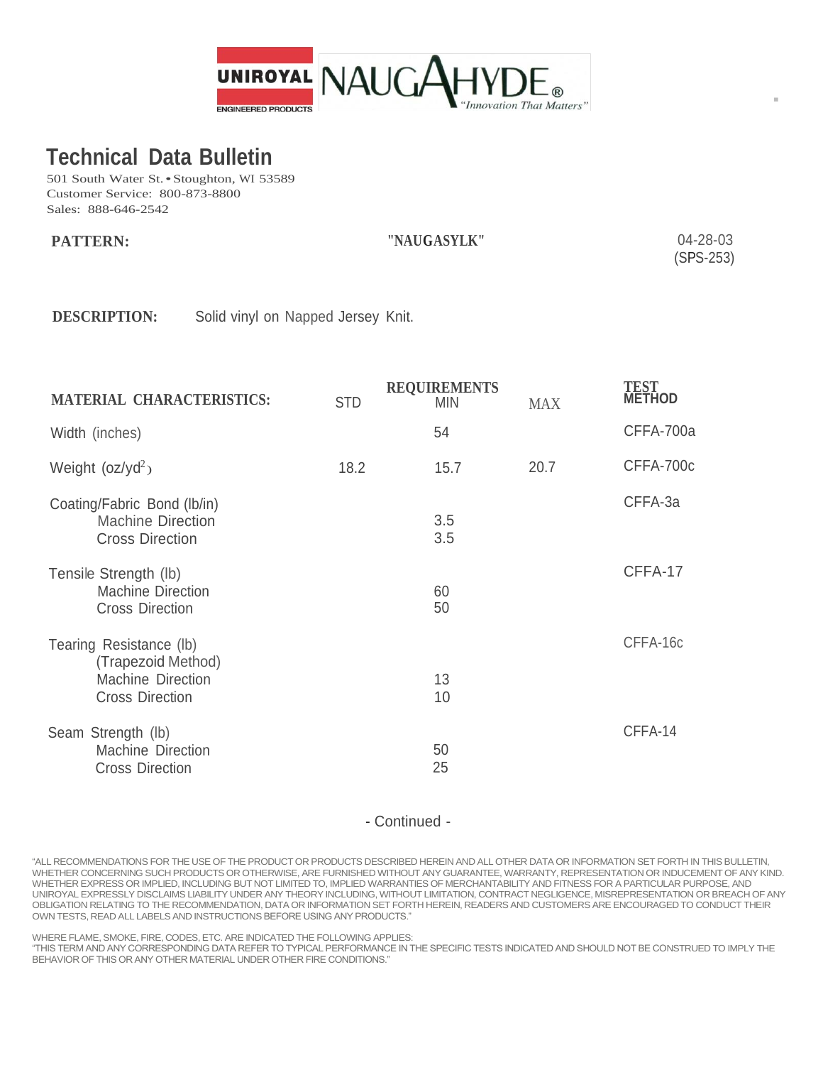UNIROYAL ENGINEERED PRODUCTS NAUGAHYDE® *"Innovation That Matters"*

# Technical Data Bulletin

501 South Water St. • Stoughton, WI 53589
Customer Service: 800-873-8800
Sales: 888-646-2542

**PATTERN:** **"NAUGASYLK"** 04-28-03 (SPS-253)

**DESCRIPTION:** Solid vinyl on Napped Jersey Knit.

| MATERIAL CHARACTERISTICS: | REQUIREMENTS STD | MIN | MAX | TEST METHOD |
|---|---|---|---|---|
| Width (inches) | | 54 | | CFFA-700a |
| Weight (oz/yd$^2$) | 18.2 | 15.7 | 20.7 | CFFA-700c |
| Coating/Fabric Bond (lb/in) | | | | CFFA-3a |
| Machine Direction | | 3.5 | | |
| Cross Direction | | 3.5 | | |
| Tensile Strength (lb) | | | | CFFA-17 |
| Machine Direction | | 60 | | |
| Cross Direction | | 50 | | |
| Tearing Resistance (lb) (Trapezoid Method) | | | | CFFA-16c |
| Machine Direction | | 13 | | |
| Cross Direction | | 10 | | |
| Seam Strength (lb) | | | | CFFA-14 |
| Machine Direction | | 50 | | |
| Cross Direction | | 25 | | |

- Continued -

"ALL RECOMMENDATIONS FOR THE USE OF THE PRODUCT OR PRODUCTS DESCRIBED HEREIN AND ALL OTHER DATA OR INFORMATION SET FORTH IN THIS BULLETIN, WHETHER CONCERNING SUCH PRODUCTS OR OTHERWISE, ARE FURNISHED WITHOUT ANY GUARANTEE, WARRANTY, REPRESENTATION OR INDUCEMENT OF ANY KIND. WHETHER EXPRESS OR IMPLIED, INCLUDING BUT NOT LIMITED TO, IMPLIED WARRANTIES OF MERCHANTABILITY AND FITNESS FOR A PARTICULAR PURPOSE, AND UNIROYAL EXPRESSLY DISCLAIMS LIABILITY UNDER ANY THEORY INCLUDING, WITHOUT LIMITATION, CONTRACT NEGLIGENCE, MISREPRESENTATION OR BREACH OF ANY OBLIGATION RELATING TO THE RECOMMENDATION, DATA OR INFORMATION SET FORTH HEREIN, READERS AND CUSTOMERS ARE ENCOURAGED TO CONDUCT THEIR OWN TESTS, READ ALL LABELS AND INSTRUCTIONS BEFORE USING ANY PRODUCTS."

WHERE FLAME, SMOKE, FIRE, CODES, ETC. ARE INDICATED THE FOLLOWING APPLIES:
"THIS TERM AND ANY CORRESPONDING DATA REFER TO TYPICAL PERFORMANCE IN THE SPECIFIC TESTS INDICATED AND SHOULD NOT BE CONSTRUED TO IMPLY THE BEHAVIOR OF THIS OR ANY OTHER MATERIAL UNDER OTHER FIRE CONDITIONS."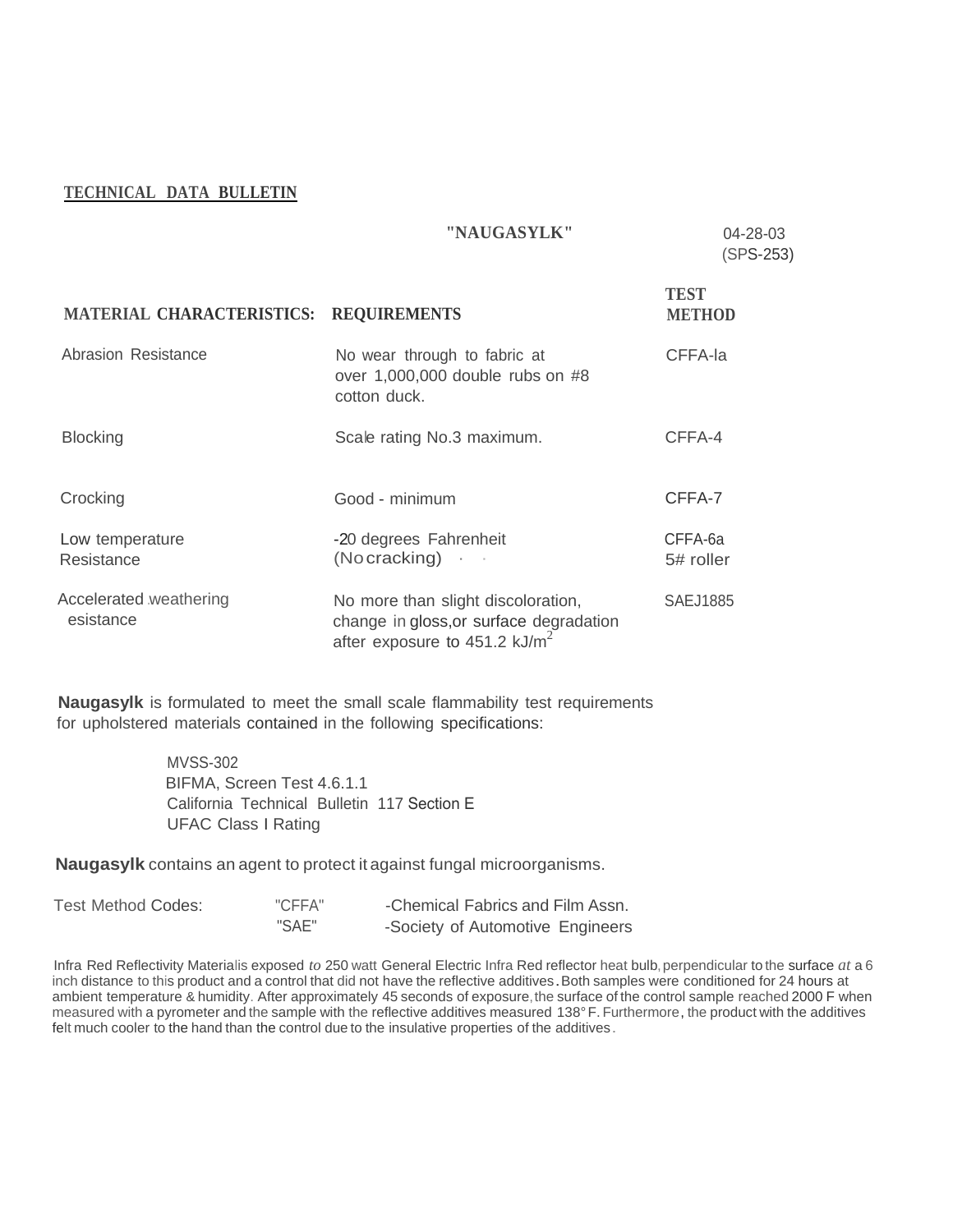**TECHNICAL DATA BULLETIN**

**"NAUGASYLK"** 04-28-03 (SPS-253)

| MATERIAL CHARACTERISTICS: | REQUIREMENTS | TEST METHOD |
|---|---|---|
| Abrasion Resistance | No wear through to fabric at over 1,000,000 double rubs on #8 cotton duck. | CFFA-la |
| Blocking | Scale rating No.3 maximum. | CFFA-4 |
| Crocking | Good - minimum | CFFA-7 |
| Low temperature Resistance | -20 degrees Fahrenheit (No cracking) | CFFA-6a 5# roller |
| Accelerated weathering esistance | No more than slight discoloration, change in gloss,or surface degradation after exposure to 451.2 kJ/m$^2$ | SAEJ1885 |

**Naugasylk** is formulated to meet the small scale flammability test requirements for upholstered materials contained in the following specifications:

MVSS-302
BIFMA, Screen Test 4.6.1.1
California Technical Bulletin 117 Section E
UFAC Class I Rating

**Naugasylk** contains an agent to protect it against fungal microorganisms.

| | | |
|---|---|---|
| Test Method Codes: | "CFFA" | -Chemical Fabrics and Film Assn. |
| | "SAE" | -Society of Automotive Engineers |

Infra Red Reflectivity Materialis exposed *to* 250 watt General Electric Infra Red reflector heat bulb, perpendicular to the surface *at* a 6 inch distance to this product and a control that did not have the reflective additives. Both samples were conditioned for 24 hours at ambient temperature & humidity. After approximately 45 seconds of exposure, the surface of the control sample reached 2000 F when measured with a pyrometer and the sample with the reflective additives measured 138° F. Furthermore, the product with the additives felt much cooler to the hand than the control due to the insulative properties of the additives.